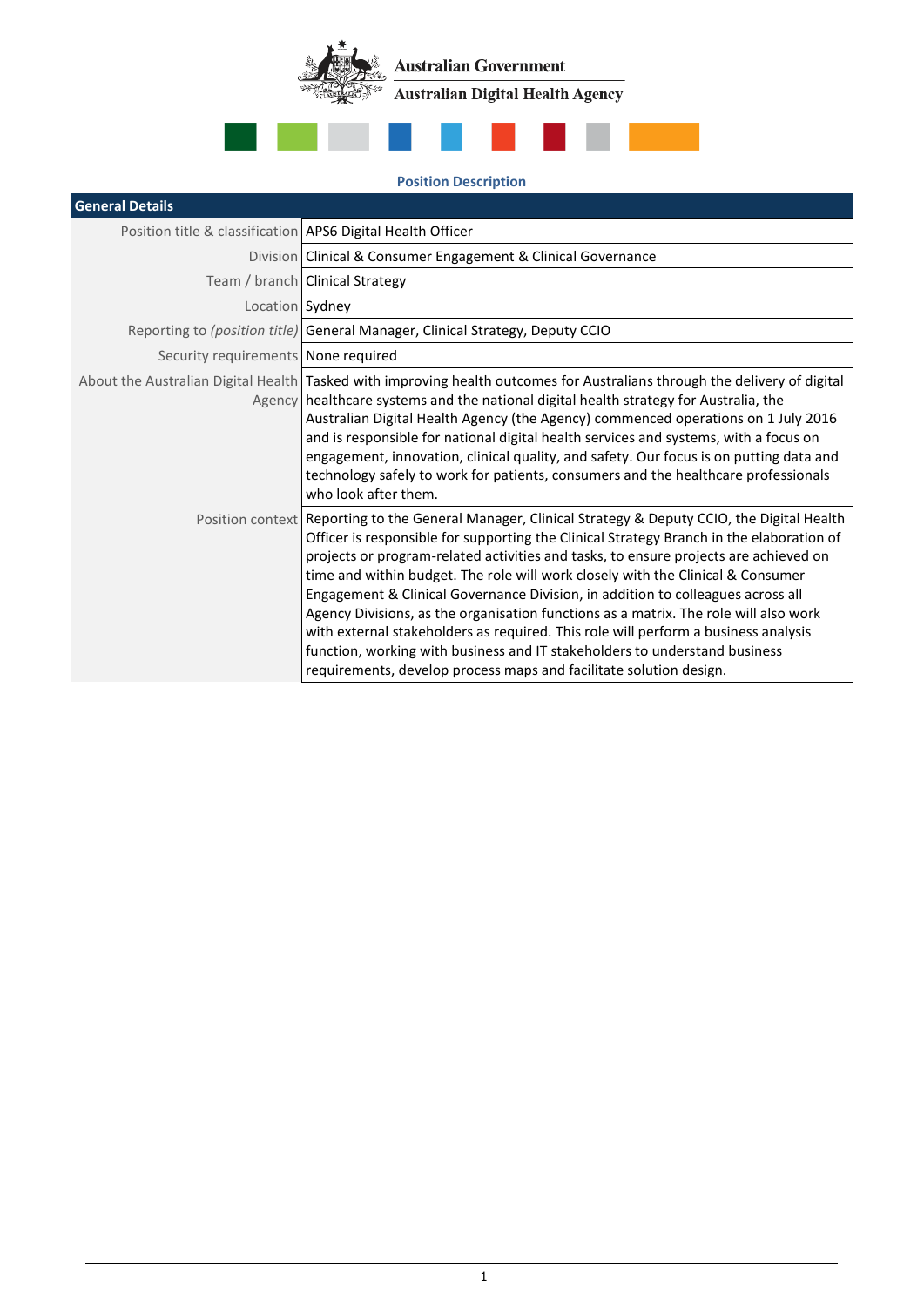Australian Government

Australian Digital Health Agency

**Position Description**

| General Details | |
|---|---|
| Position title & classification | APS6 Digital Health Officer |
| Division | Clinical & Consumer Engagement & Clinical Governance |
| Team / branch | Clinical Strategy |
| Location | Sydney |
| Reporting to *(position title)* | General Manager, Clinical Strategy, Deputy CCIO |
| Security requirements | None required |
| About the Australian Digital Health Agency | Tasked with improving health outcomes for Australians through the delivery of digital healthcare systems and the national digital health strategy for Australia, the Australian Digital Health Agency (the Agency) commenced operations on 1 July 2016 and is responsible for national digital health services and systems, with a focus on engagement, innovation, clinical quality, and safety. Our focus is on putting data and technology safely to work for patients, consumers and the healthcare professionals who look after them. |
| Position context | Reporting to the General Manager, Clinical Strategy & Deputy CCIO, the Digital Health Officer is responsible for supporting the Clinical Strategy Branch in the elaboration of projects or program-related activities and tasks, to ensure projects are achieved on time and within budget. The role will work closely with the Clinical & Consumer Engagement & Clinical Governance Division, in addition to colleagues across all Agency Divisions, as the organisation functions as a matrix. The role will also work with external stakeholders as required. This role will perform a business analysis function, working with business and IT stakeholders to understand business requirements, develop process maps and facilitate solution design. |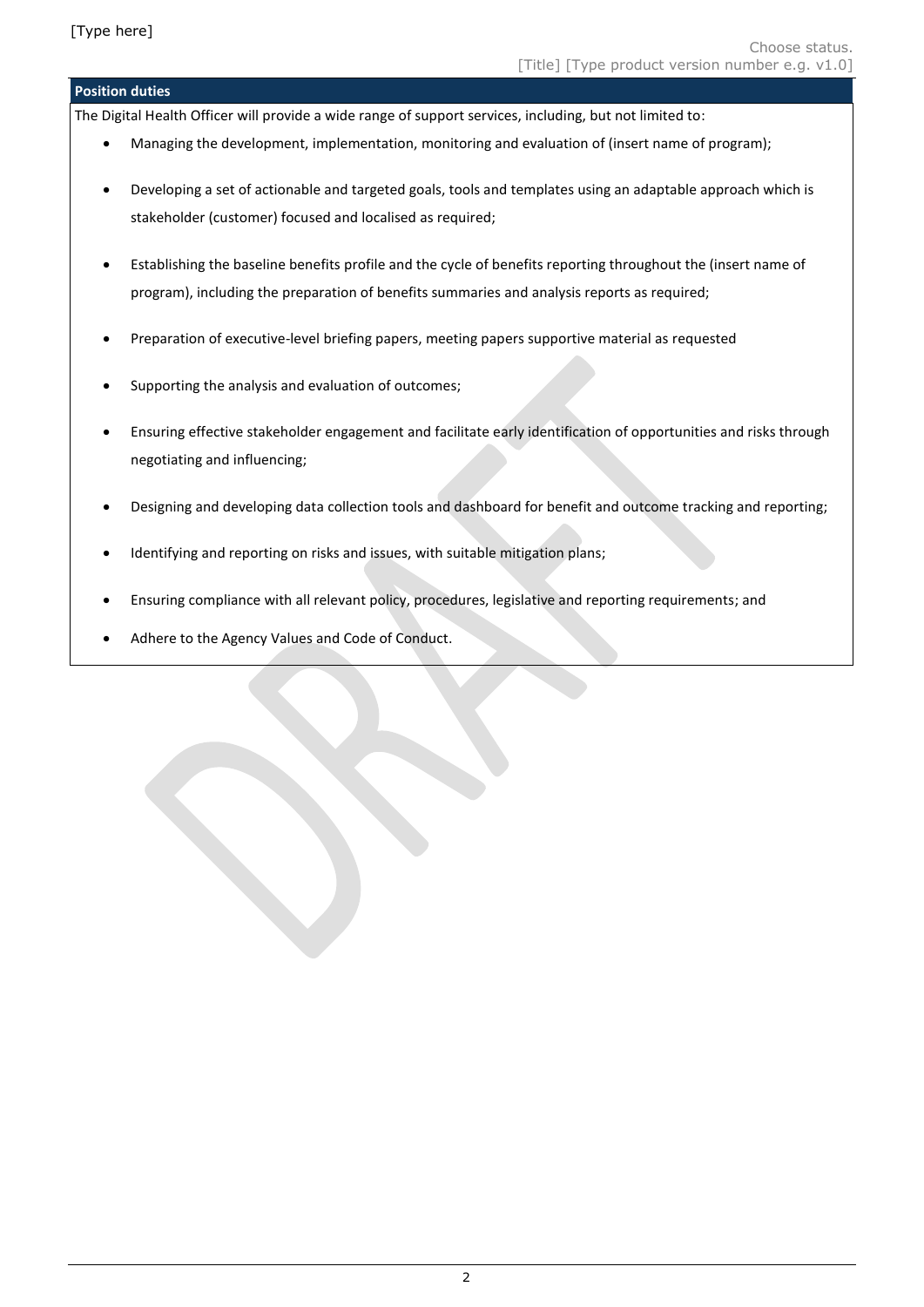| Position duties |
| --- |
| The Digital Health Officer will provide a wide range of support services, including, but not limited to:<br>• Managing the development, implementation, monitoring and evaluation of (insert name of program);<br>• Developing a set of actionable and targeted goals, tools and templates using an adaptable approach which is stakeholder (customer) focused and localised as required;<br>• Establishing the baseline benefits profile and the cycle of benefits reporting throughout the (insert name of program), including the preparation of benefits summaries and analysis reports as required;<br>• Preparation of executive-level briefing papers, meeting papers supportive material as requested<br>• Supporting the analysis and evaluation of outcomes;<br>• Ensuring effective stakeholder engagement and facilitate early identification of opportunities and risks through negotiating and influencing;<br>• Designing and developing data collection tools and dashboard for benefit and outcome tracking and reporting;<br>• Identifying and reporting on risks and issues, with suitable mitigation plans;<br>• Ensuring compliance with all relevant policy, procedures, legislative and reporting requirements; and<br>• Adhere to the Agency Values and Code of Conduct. |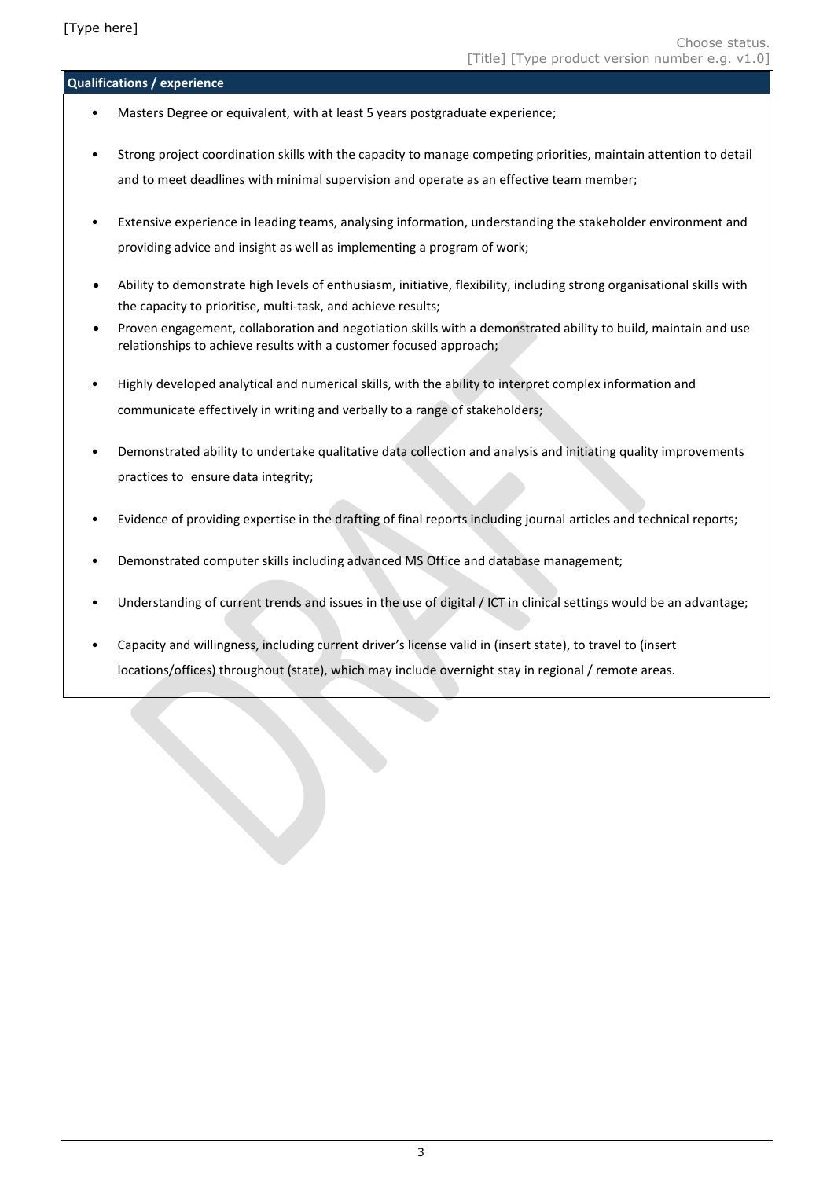## Qualifications / experience

- Masters Degree or equivalent, with at least 5 years postgraduate experience;
- Strong project coordination skills with the capacity to manage competing priorities, maintain attention to detail and to meet deadlines with minimal supervision and operate as an effective team member;
- Extensive experience in leading teams, analysing information, understanding the stakeholder environment and providing advice and insight as well as implementing a program of work;
- Ability to demonstrate high levels of enthusiasm, initiative, flexibility, including strong organisational skills with the capacity to prioritise, multi-task, and achieve results;
- Proven engagement, collaboration and negotiation skills with a demonstrated ability to build, maintain and use relationships to achieve results with a customer focused approach;
- Highly developed analytical and numerical skills, with the ability to interpret complex information and communicate effectively in writing and verbally to a range of stakeholders;
- Demonstrated ability to undertake qualitative data collection and analysis and initiating quality improvements practices to ensure data integrity;
- Evidence of providing expertise in the drafting of final reports including journal articles and technical reports;
- Demonstrated computer skills including advanced MS Office and database management;
- Understanding of current trends and issues in the use of digital / ICT in clinical settings would be an advantage;
- Capacity and willingness, including current driver's license valid in (insert state), to travel to (insert locations/offices) throughout (state), which may include overnight stay in regional / remote areas.